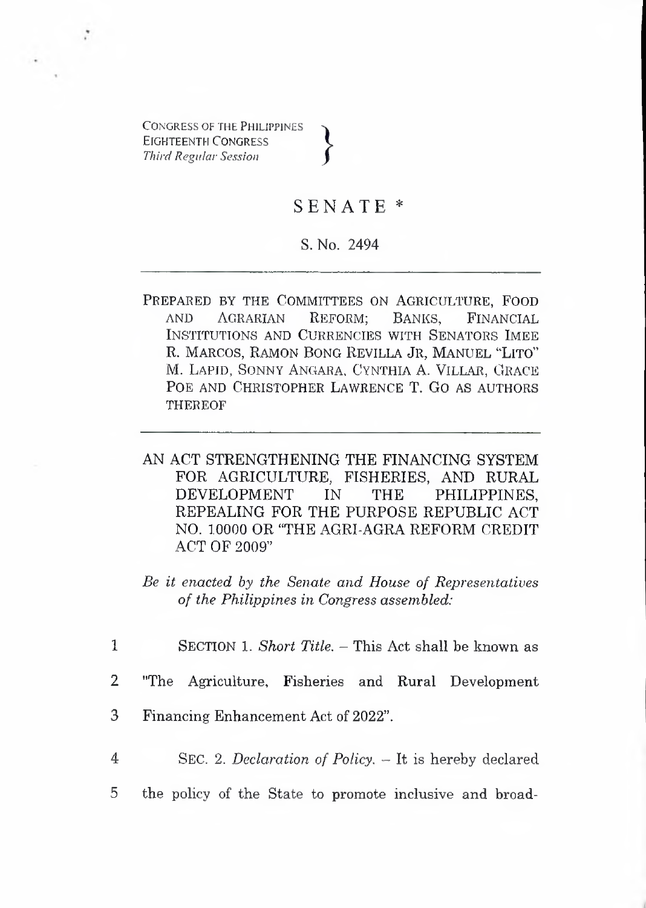CONGRESS OF THE PHILIPPINES
EIGHTEENTH CONGRESS
*Third Regular Session*

# SENATE *

S. No. 2494

---

PREPARED BY THE COMMITTEES ON AGRICULTURE, FOOD AND AGRARIAN REFORM; BANKS, FINANCIAL INSTITUTIONS AND CURRENCIES WITH SENATORS IMEE R. MARCOS, RAMON BONG REVILLA JR, MANUEL "LITO" M. LAPID, SONNY ANGARA, CYNTHIA A. VILLAR, GRACE POE AND CHRISTOPHER LAWRENCE T. GO AS AUTHORS THEREOF

---

AN ACT STRENGTHENING THE FINANCING SYSTEM FOR AGRICULTURE, FISHERIES, AND RURAL DEVELOPMENT IN THE PHILIPPINES, REPEALING FOR THE PURPOSE REPUBLIC ACT NO. 10000 OR "THE AGRI-AGRA REFORM CREDIT ACT OF 2009"

*Be it enacted by the Senate and House of Representatives of the Philippines in Congress assembled:*

1 SECTION 1. *Short Title.* – This Act shall be known as
2 "The Agriculture, Fisheries and Rural Development
3 Financing Enhancement Act of 2022".

4 SEC. 2. *Declaration of Policy.* – It is hereby declared
5 the policy of the State to promote inclusive and broad-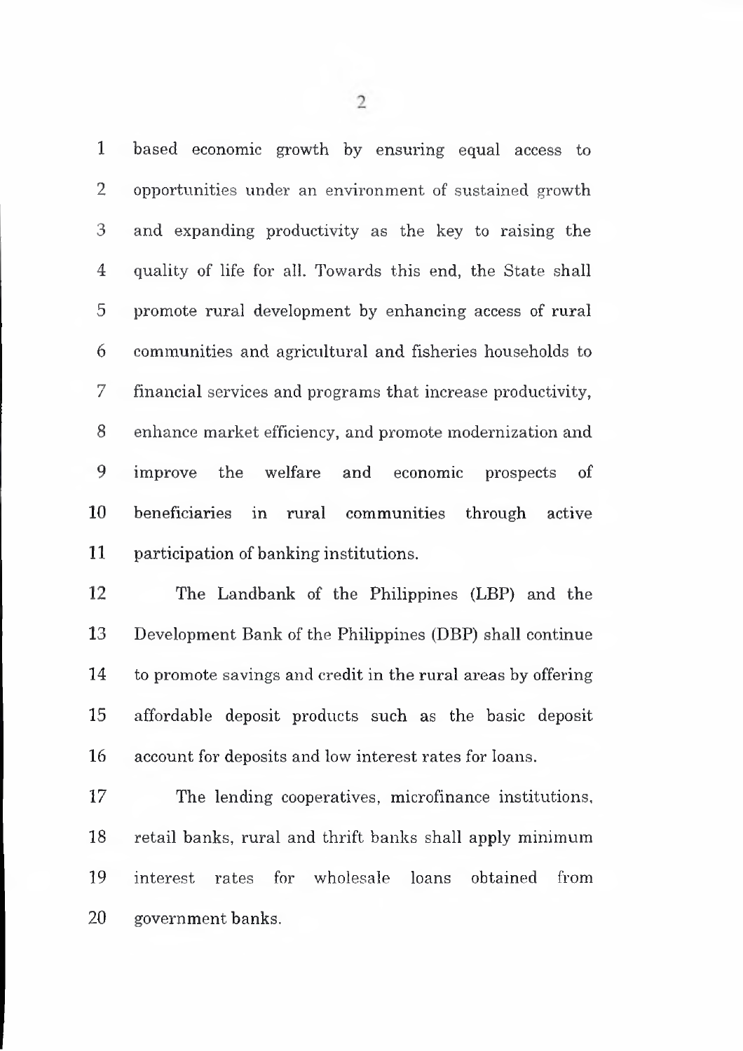based economic growth by ensuring equal access to opportunities under an environment of sustained growth and expanding productivity as the key to raising the quality of life for all. Towards this end, the State shall promote rural development by enhancing access of rural communities and agricultural and fisheries households to financial services and programs that increase productivity, enhance market efficiency, and promote modernization and improve the welfare and economic prospects of beneficiaries in rural communities through active participation of banking institutions.

The Landbank of the Philippines (LBP) and the Development Bank of the Philippines (DBP) shall continue to promote savings and credit in the rural areas by offering affordable deposit products such as the basic deposit account for deposits and low interest rates for loans.

The lending cooperatives, microfinance institutions, retail banks, rural and thrift banks shall apply minimum interest rates for wholesale loans obtained from government banks.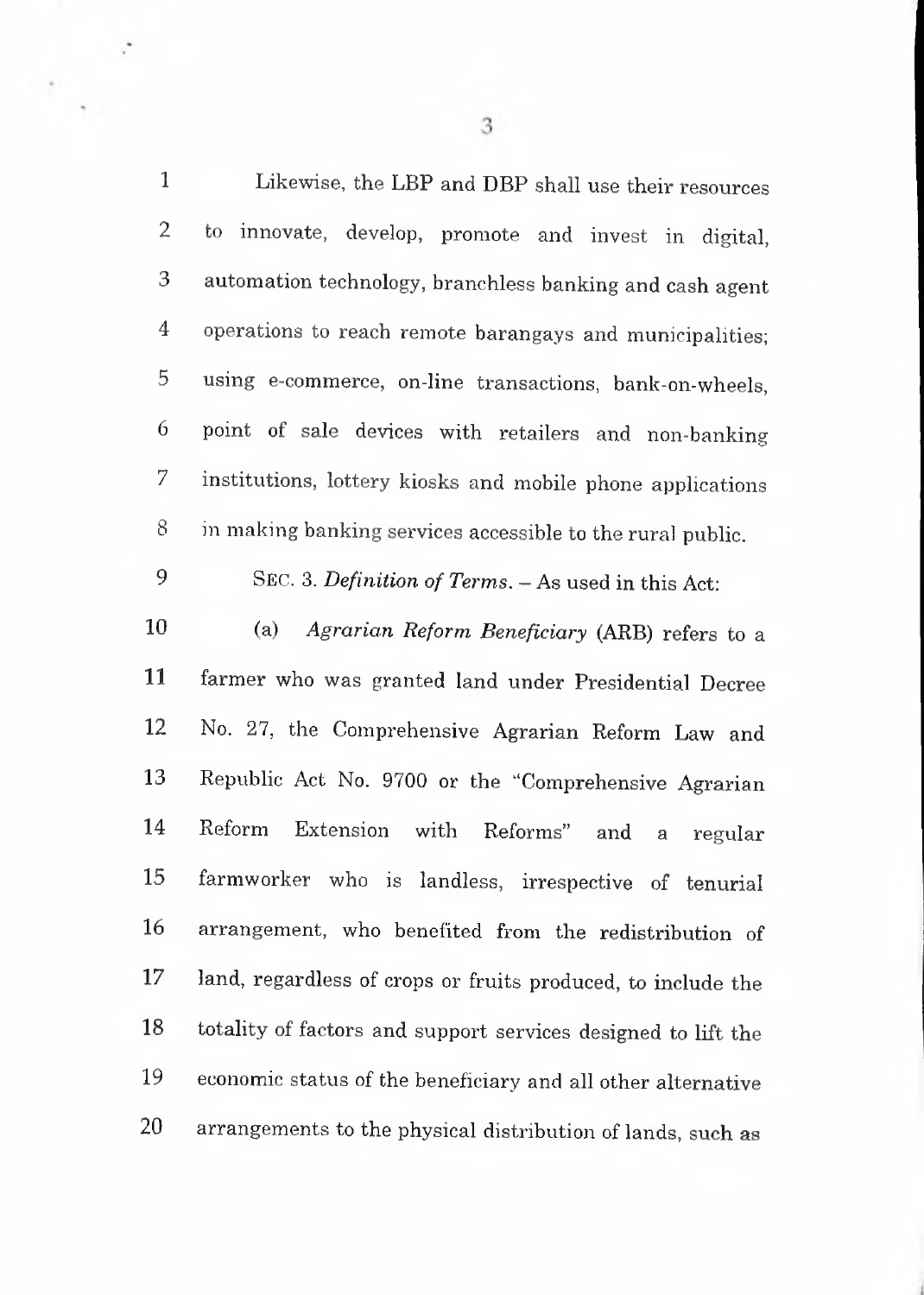Likewise, the LBP and DBP shall use their resources to innovate, develop, promote and invest in digital, automation technology, branchless banking and cash agent operations to reach remote barangays and municipalities; using e-commerce, on-line transactions, bank-on-wheels, point of sale devices with retailers and non-banking institutions, lottery kiosks and mobile phone applications in making banking services accessible to the rural public.

SEC. 3. *Definition of Terms.* – As used in this Act:

(a) *Agrarian Reform Beneficiary* (ARB) refers to a farmer who was granted land under Presidential Decree No. 27, the Comprehensive Agrarian Reform Law and Republic Act No. 9700 or the "Comprehensive Agrarian Reform Extension with Reforms" and a regular farmworker who is landless, irrespective of tenurial arrangement, who benefited from the redistribution of land, regardless of crops or fruits produced, to include the totality of factors and support services designed to lift the economic status of the beneficiary and all other alternative arrangements to the physical distribution of lands, such as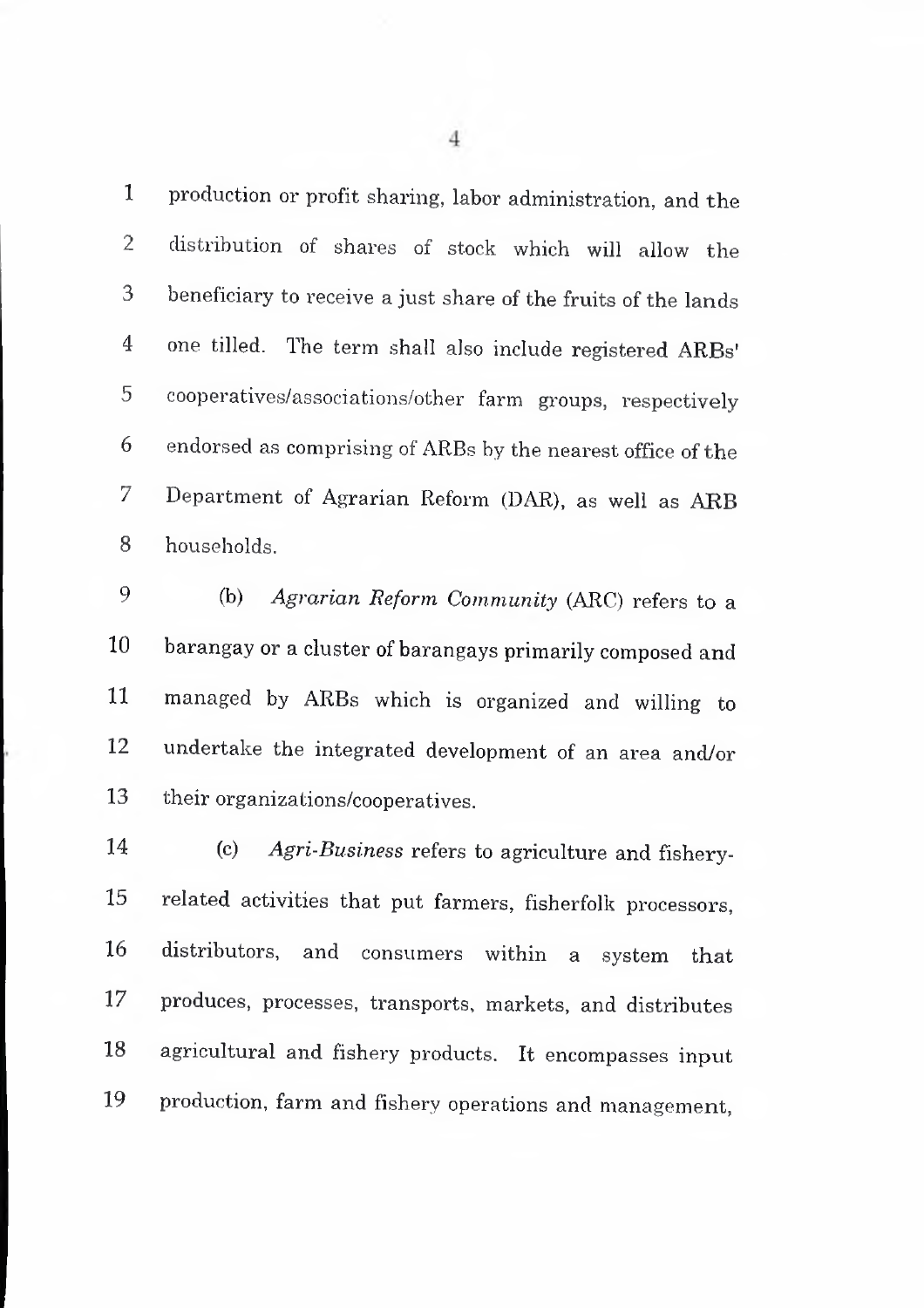production or profit sharing, labor administration, and the distribution of shares of stock which will allow the beneficiary to receive a just share of the fruits of the lands one tilled. The term shall also include registered ARBs' cooperatives/associations/other farm groups, respectively endorsed as comprising of ARBs by the nearest office of the Department of Agrarian Reform (DAR), as well as ARB households.

(b) *Agrarian Reform Community* (ARC) refers to a barangay or a cluster of barangays primarily composed and managed by ARBs which is organized and willing to undertake the integrated development of an area and/or their organizations/cooperatives.

(c) *Agri-Business* refers to agriculture and fishery-related activities that put farmers, fisherfolk processors, distributors, and consumers within a system that produces, processes, transports, markets, and distributes agricultural and fishery products. It encompasses input production, farm and fishery operations and management,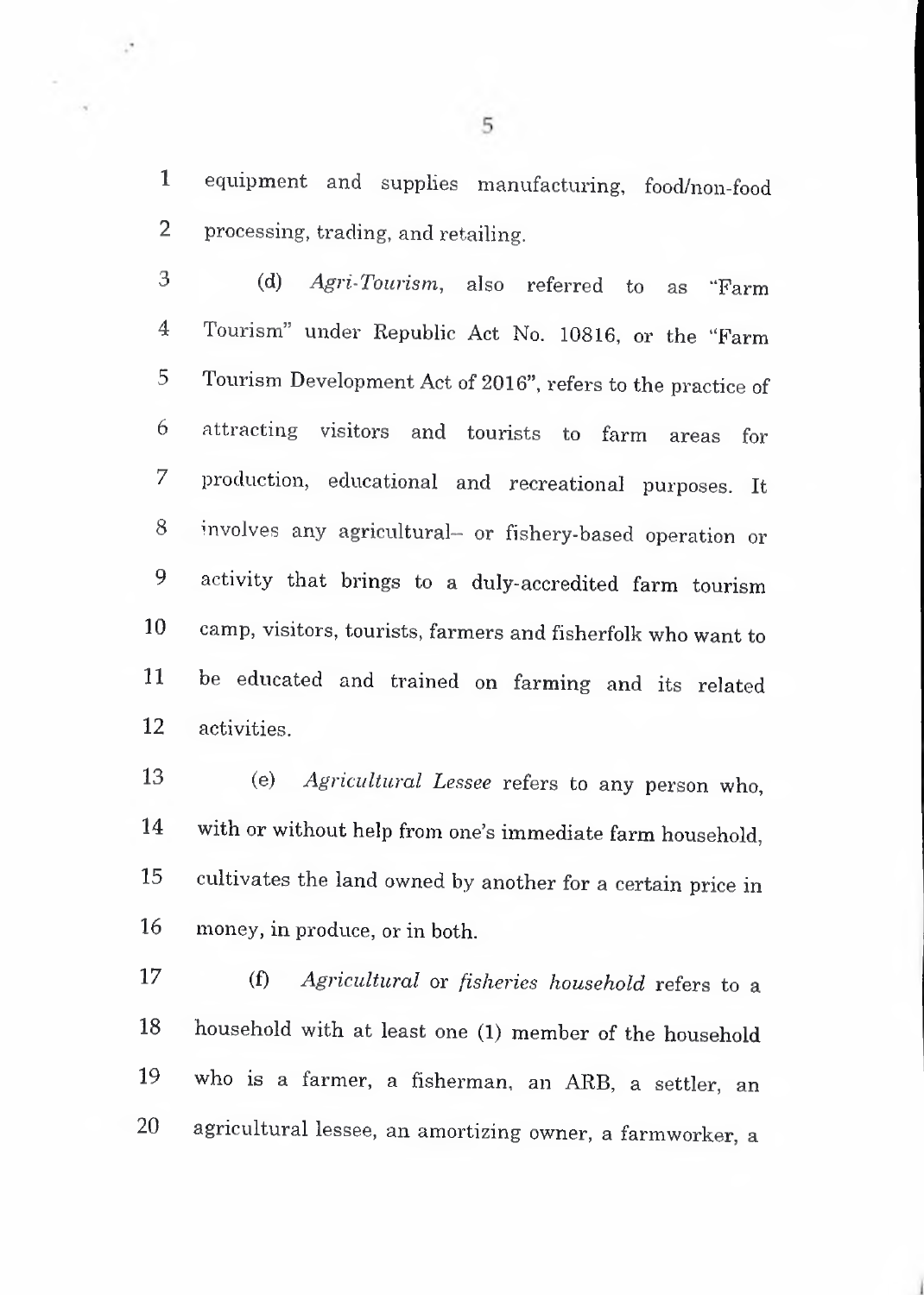equipment and supplies manufacturing, food/non-food processing, trading, and retailing.

(d) *Agri-Tourism*, also referred to as "Farm Tourism" under Republic Act No. 10816, or the "Farm Tourism Development Act of 2016", refers to the practice of attracting visitors and tourists to farm areas for production, educational and recreational purposes. It involves any agricultural– or fishery-based operation or activity that brings to a duly-accredited farm tourism camp, visitors, tourists, farmers and fisherfolk who want to be educated and trained on farming and its related activities.

(e) *Agricultural Lessee* refers to any person who, with or without help from one's immediate farm household, cultivates the land owned by another for a certain price in money, in produce, or in both.

(f) *Agricultural* or *fisheries household* refers to a household with at least one (1) member of the household who is a farmer, a fisherman, an ARB, a settler, an agricultural lessee, an amortizing owner, a farmworker, a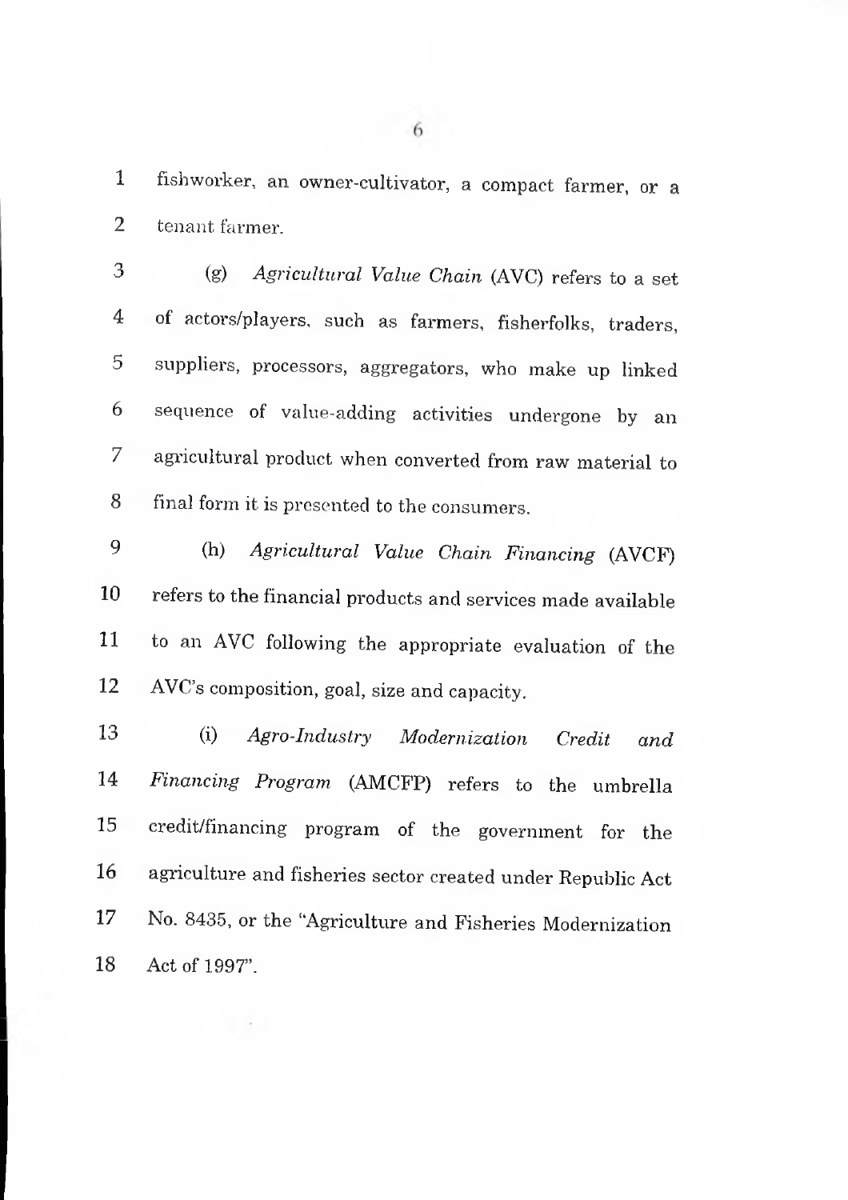fishworker, an owner-cultivator, a compact farmer, or a tenant farmer.

(g) *Agricultural Value Chain* (AVC) refers to a set of actors/players, such as farmers, fisherfolks, traders, suppliers, processors, aggregators, who make up linked sequence of value-adding activities undergone by an agricultural product when converted from raw material to final form it is presented to the consumers.

(h) *Agricultural Value Chain Financing* (AVCF) refers to the financial products and services made available to an AVC following the appropriate evaluation of the AVC's composition, goal, size and capacity.

(i) *Agro-Industry Modernization Credit and Financing Program* (AMCFP) refers to the umbrella credit/financing program of the government for the agriculture and fisheries sector created under Republic Act No. 8435, or the "Agriculture and Fisheries Modernization Act of 1997".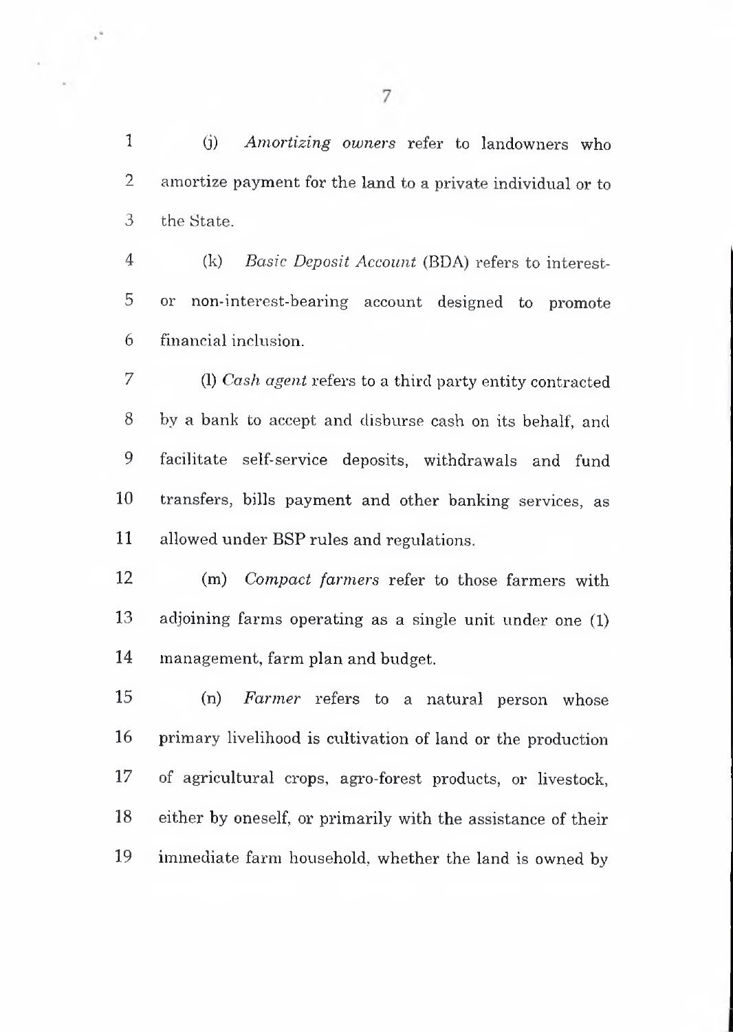(j) *Amortizing owners* refer to landowners who amortize payment for the land to a private individual or to the State.

(k) *Basic Deposit Account* (BDA) refers to interest- or non-interest-bearing account designed to promote financial inclusion.

(l) *Cash agent* refers to a third party entity contracted by a bank to accept and disburse cash on its behalf, and facilitate self-service deposits, withdrawals and fund transfers, bills payment and other banking services, as allowed under BSP rules and regulations.

(m) *Compact farmers* refer to those farmers with adjoining farms operating as a single unit under one (1) management, farm plan and budget.

(n) *Farmer* refers to a natural person whose primary livelihood is cultivation of land or the production of agricultural crops, agro-forest products, or livestock, either by oneself, or primarily with the assistance of their immediate farm household, whether the land is owned by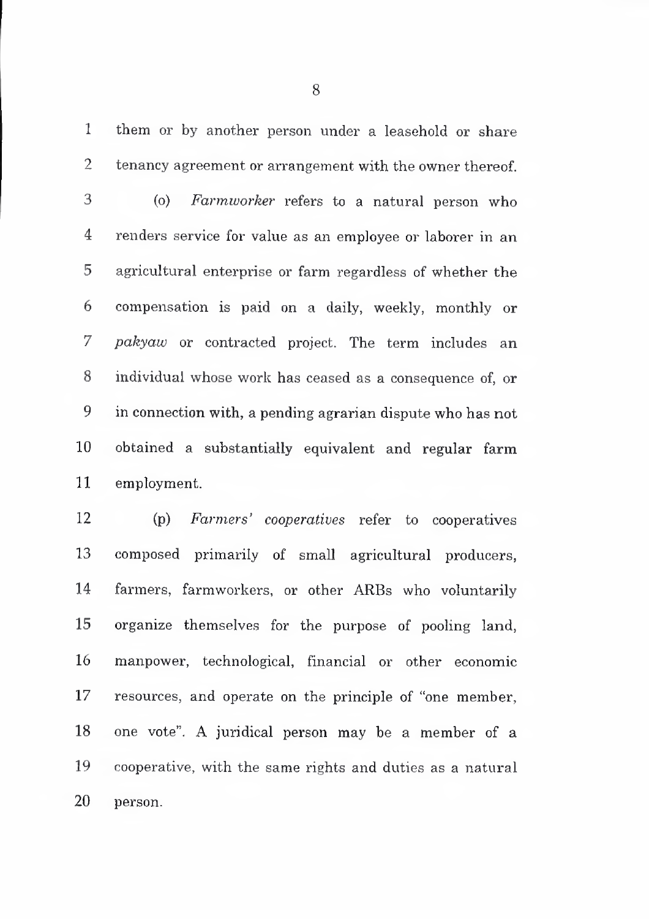them or by another person under a leasehold or share tenancy agreement or arrangement with the owner thereof.

(o) *Farmworker* refers to a natural person who renders service for value as an employee or laborer in an agricultural enterprise or farm regardless of whether the compensation is paid on a daily, weekly, monthly or *pakyaw* or contracted project. The term includes an individual whose work has ceased as a consequence of, or in connection with, a pending agrarian dispute who has not obtained a substantially equivalent and regular farm employment.

(p) *Farmers' cooperatives* refer to cooperatives composed primarily of small agricultural producers, farmers, farmworkers, or other ARBs who voluntarily organize themselves for the purpose of pooling land, manpower, technological, financial or other economic resources, and operate on the principle of "one member, one vote". A juridical person may be a member of a cooperative, with the same rights and duties as a natural person.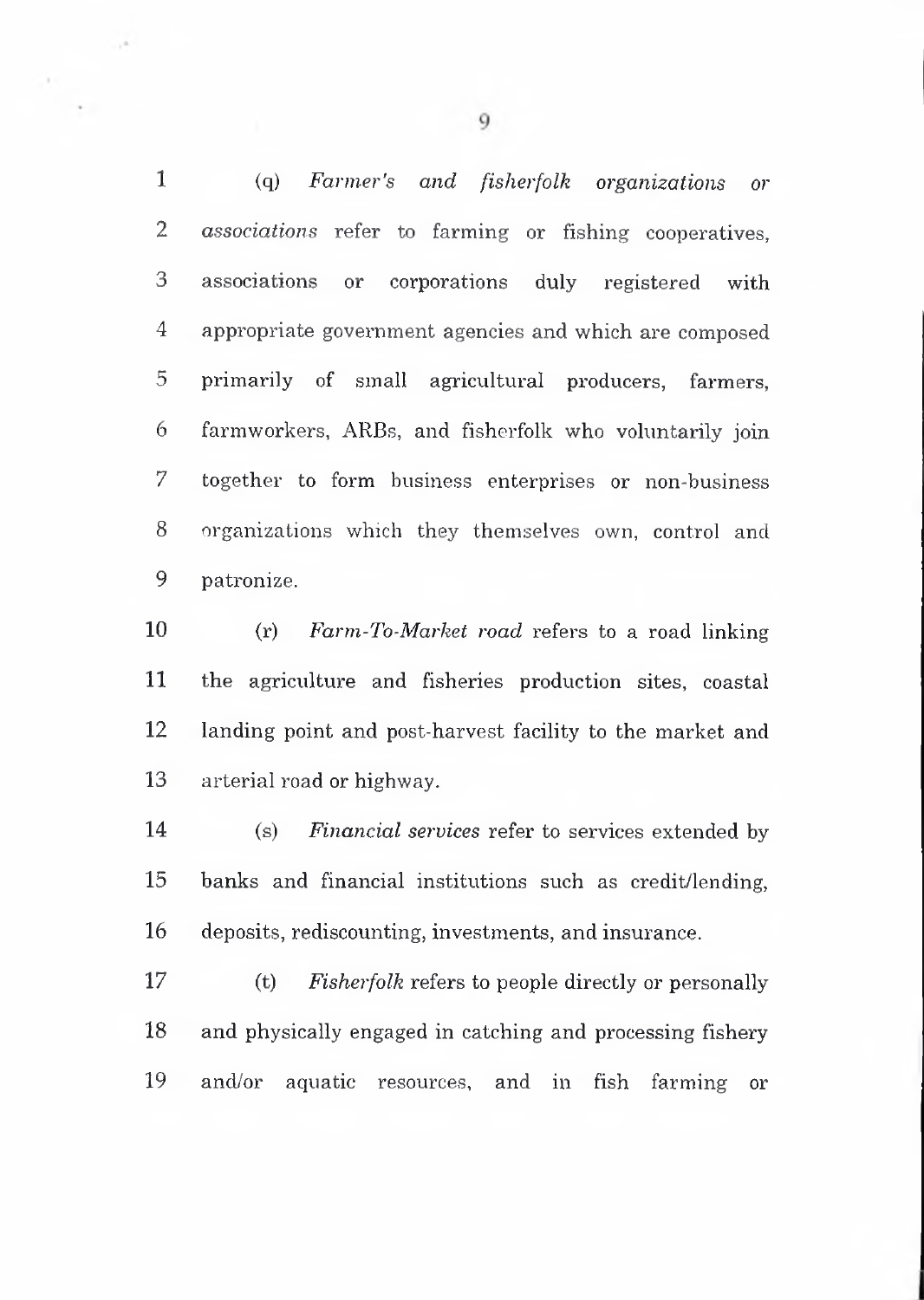(q) *Farmer's and fisherfolk organizations or associations* refer to farming or fishing cooperatives, associations or corporations duly registered with appropriate government agencies and which are composed primarily of small agricultural producers, farmers, farmworkers, ARBs, and fisherfolk who voluntarily join together to form business enterprises or non-business organizations which they themselves own, control and patronize.

(r) *Farm-To-Market road* refers to a road linking the agriculture and fisheries production sites, coastal landing point and post-harvest facility to the market and arterial road or highway.

(s) *Financial services* refer to services extended by banks and financial institutions such as credit/lending, deposits, rediscounting, investments, and insurance.

(t) *Fisherfolk* refers to people directly or personally and physically engaged in catching and processing fishery and/or aquatic resources, and in fish farming or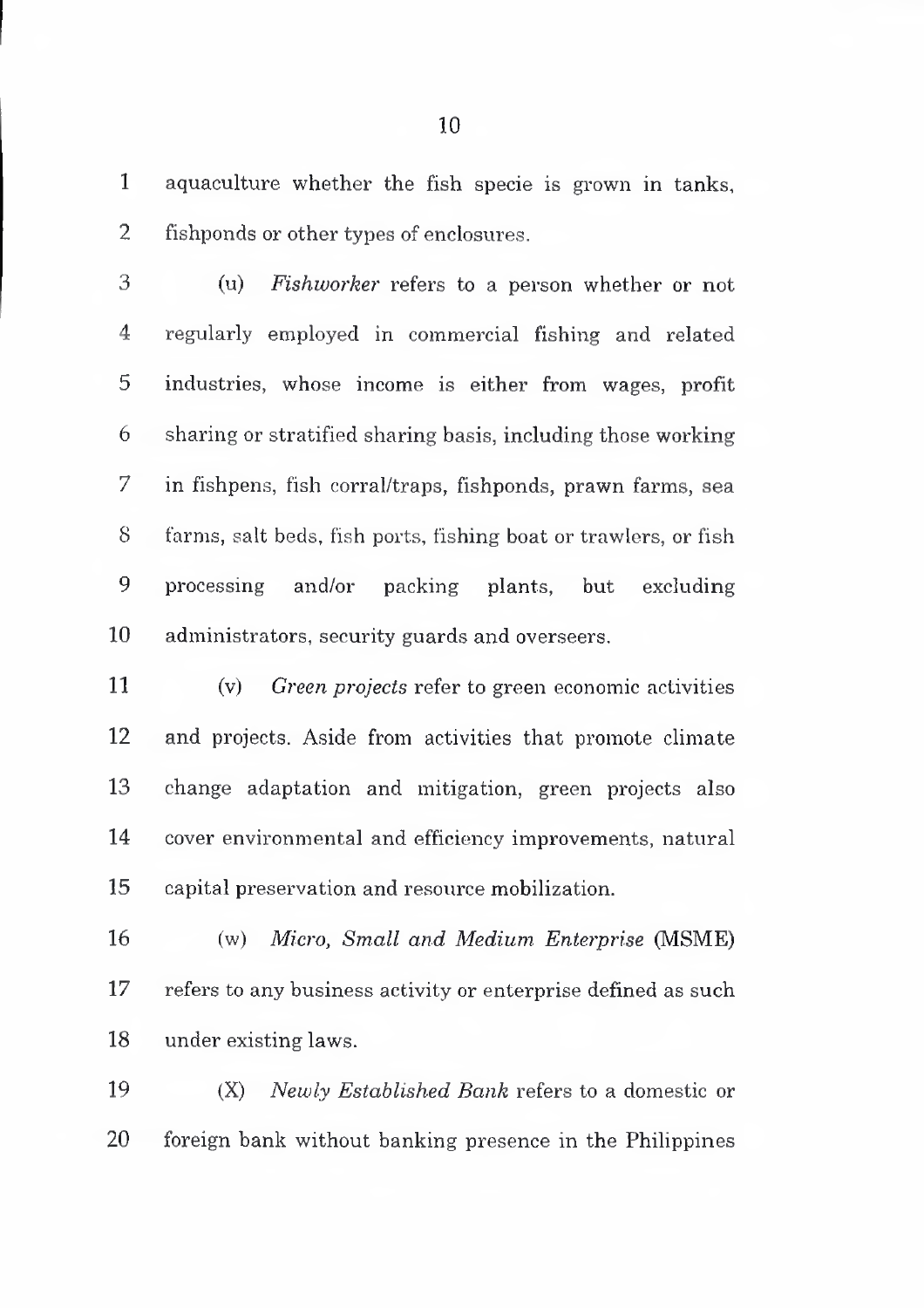aquaculture whether the fish specie is grown in tanks, fishponds or other types of enclosures.

(u) *Fishworker* refers to a person whether or not regularly employed in commercial fishing and related industries, whose income is either from wages, profit sharing or stratified sharing basis, including those working in fishpens, fish corral/traps, fishponds, prawn farms, sea farms, salt beds, fish ports, fishing boat or trawlers, or fish processing and/or packing plants, but excluding administrators, security guards and overseers.

(v) *Green projects* refer to green economic activities and projects. Aside from activities that promote climate change adaptation and mitigation, green projects also cover environmental and efficiency improvements, natural capital preservation and resource mobilization.

(w) *Micro, Small and Medium Enterprise* (MSME) refers to any business activity or enterprise defined as such under existing laws.

(X) *Newly Established Bank* refers to a domestic or foreign bank without banking presence in the Philippines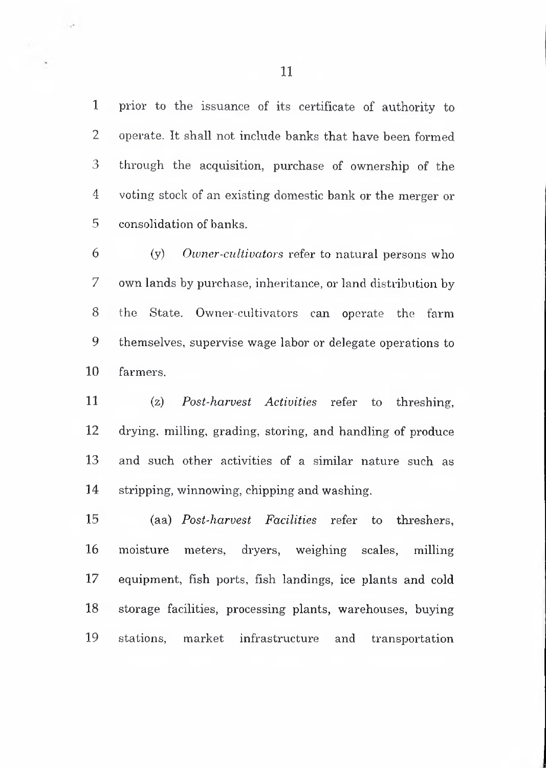prior to the issuance of its certificate of authority to operate. It shall not include banks that have been formed through the acquisition, purchase of ownership of the voting stock of an existing domestic bank or the merger or consolidation of banks.

(y) *Owner-cultivators* refer to natural persons who own lands by purchase, inheritance, or land distribution by the State. Owner-cultivators can operate the farm themselves, supervise wage labor or delegate operations to farmers.

(z) *Post-harvest Activities* refer to threshing, drying, milling, grading, storing, and handling of produce and such other activities of a similar nature such as stripping, winnowing, chipping and washing.

(aa) *Post-harvest Facilities* refer to threshers, moisture meters, dryers, weighing scales, milling equipment, fish ports, fish landings, ice plants and cold storage facilities, processing plants, warehouses, buying stations, market infrastructure and transportation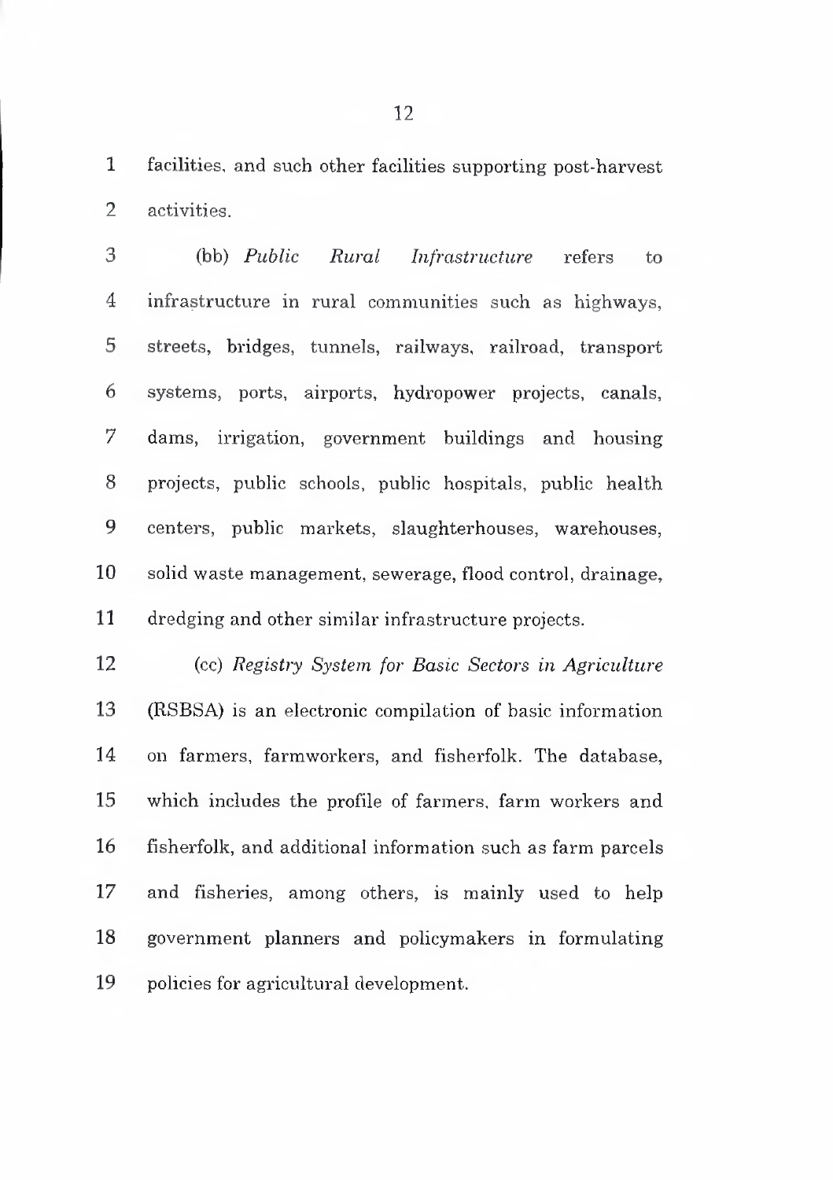facilities, and such other facilities supporting post-harvest activities.

(bb) *Public Rural Infrastructure* refers to infrastructure in rural communities such as highways, streets, bridges, tunnels, railways, railroad, transport systems, ports, airports, hydropower projects, canals, dams, irrigation, government buildings and housing projects, public schools, public hospitals, public health centers, public markets, slaughterhouses, warehouses, solid waste management, sewerage, flood control, drainage, dredging and other similar infrastructure projects.

(cc) *Registry System for Basic Sectors in Agriculture* (RSBSA) is an electronic compilation of basic information on farmers, farmworkers, and fisherfolk. The database, which includes the profile of farmers, farm workers and fisherfolk, and additional information such as farm parcels and fisheries, among others, is mainly used to help government planners and policymakers in formulating policies for agricultural development.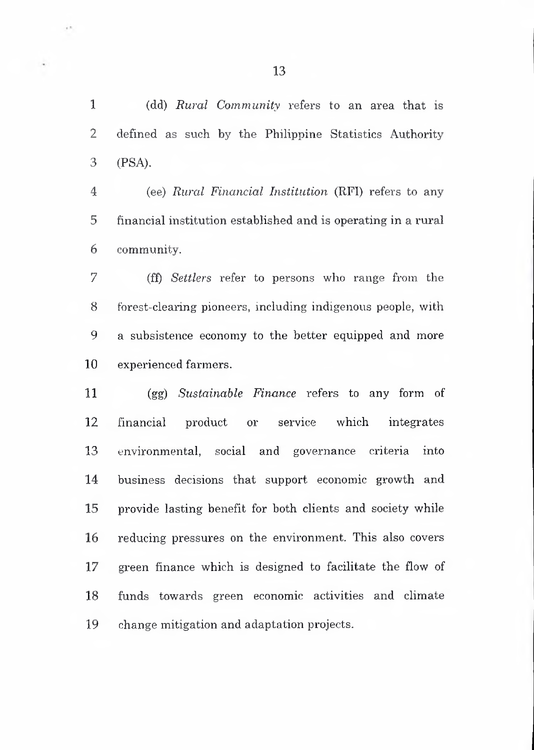(dd) *Rural Community* refers to an area that is defined as such by the Philippine Statistics Authority (PSA).

(ee) *Rural Financial Institution* (RFI) refers to any financial institution established and is operating in a rural community.

(ff) *Settlers* refer to persons who range from the forest-clearing pioneers, including indigenous people, with a subsistence economy to the better equipped and more experienced farmers.

(gg) *Sustainable Finance* refers to any form of financial product or service which integrates environmental, social and governance criteria into business decisions that support economic growth and provide lasting benefit for both clients and society while reducing pressures on the environment. This also covers green finance which is designed to facilitate the flow of funds towards green economic activities and climate change mitigation and adaptation projects.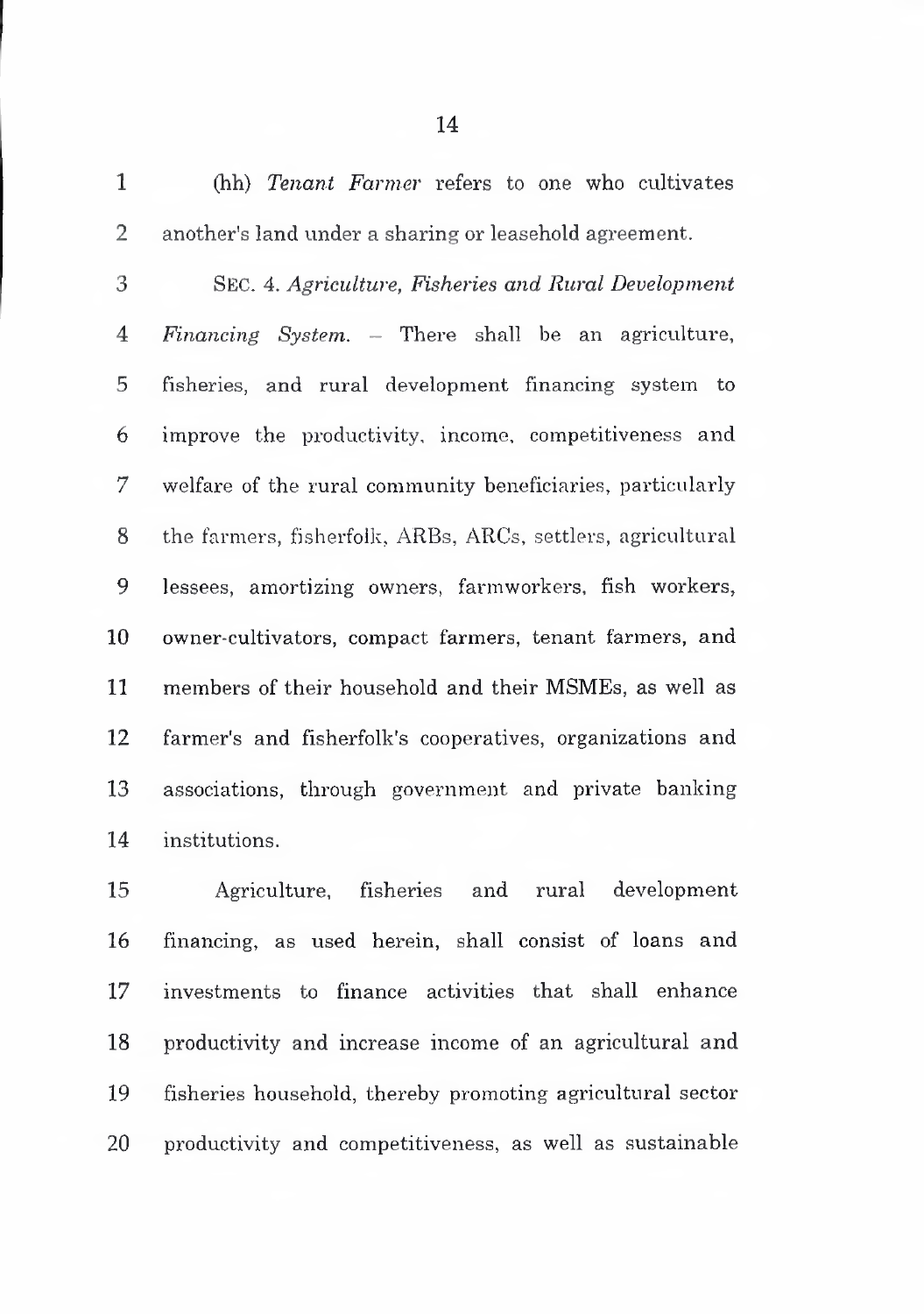(hh) *Tenant Farmer* refers to one who cultivates another's land under a sharing or leasehold agreement.

SEC. 4. *Agriculture, Fisheries and Rural Development Financing System.* – There shall be an agriculture, fisheries, and rural development financing system to improve the productivity, income, competitiveness and welfare of the rural community beneficiaries, particularly the farmers, fisherfolk, ARBs, ARCs, settlers, agricultural lessees, amortizing owners, farmworkers, fish workers, owner-cultivators, compact farmers, tenant farmers, and members of their household and their MSMEs, as well as farmer's and fisherfolk's cooperatives, organizations and associations, through government and private banking institutions.

Agriculture, fisheries and rural development financing, as used herein, shall consist of loans and investments to finance activities that shall enhance productivity and increase income of an agricultural and fisheries household, thereby promoting agricultural sector productivity and competitiveness, as well as sustainable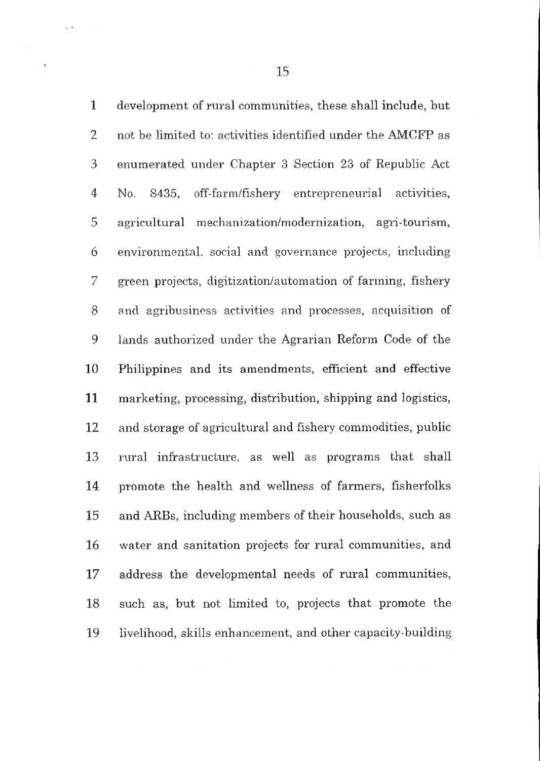development of rural communities, these shall include, but not be limited to: activities identified under the AMCFP as enumerated under Chapter 3 Section 23 of Republic Act No. 8435, off-farm/fishery entrepreneurial activities, agricultural mechanization/modernization, agri-tourism, environmental, social and governance projects, including green projects, digitization/automation of farming, fishery and agribusiness activities and processes, acquisition of lands authorized under the Agrarian Reform Code of the Philippines and its amendments, efficient and effective marketing, processing, distribution, shipping and logistics, and storage of agricultural and fishery commodities, public rural infrastructure, as well as programs that shall promote the health and wellness of farmers, fisherfolks and ARBs, including members of their households, such as water and sanitation projects for rural communities, and address the developmental needs of rural communities, such as, but not limited to, projects that promote the livelihood, skills enhancement, and other capacity-building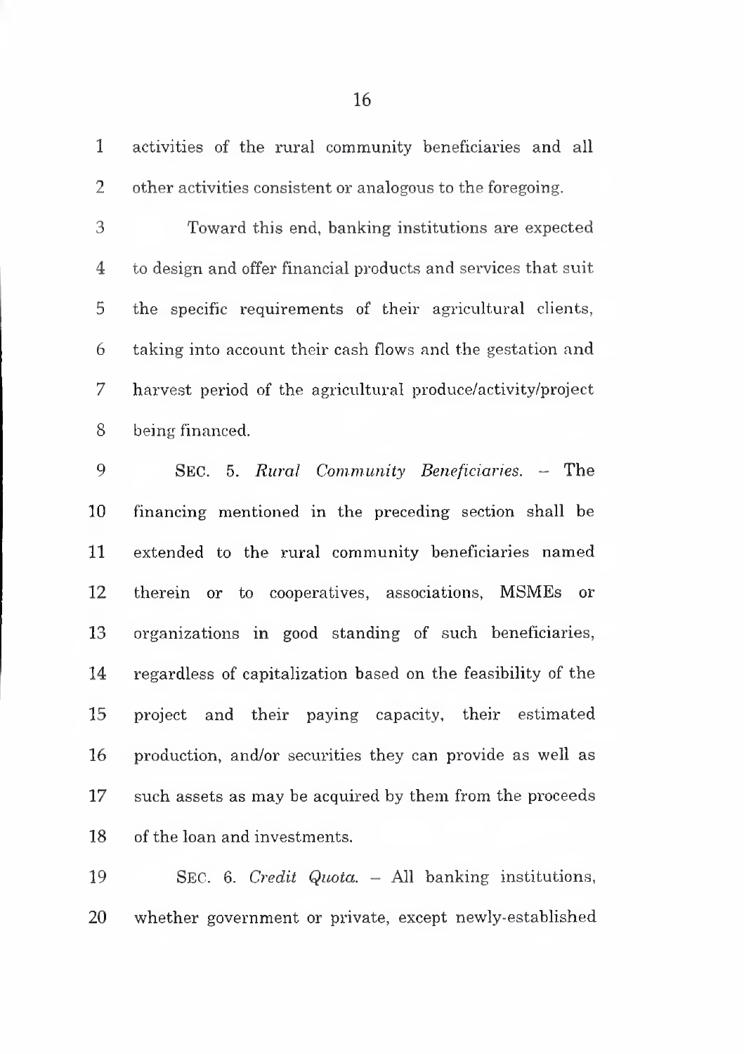activities of the rural community beneficiaries and all other activities consistent or analogous to the foregoing.

Toward this end, banking institutions are expected to design and offer financial products and services that suit the specific requirements of their agricultural clients, taking into account their cash flows and the gestation and harvest period of the agricultural produce/activity/project being financed.

SEC. 5. *Rural Community Beneficiaries.* – The financing mentioned in the preceding section shall be extended to the rural community beneficiaries named therein or to cooperatives, associations, MSMEs or organizations in good standing of such beneficiaries, regardless of capitalization based on the feasibility of the project and their paying capacity, their estimated production, and/or securities they can provide as well as such assets as may be acquired by them from the proceeds of the loan and investments.

SEC. 6. *Credit Quota.* – All banking institutions, whether government or private, except newly-established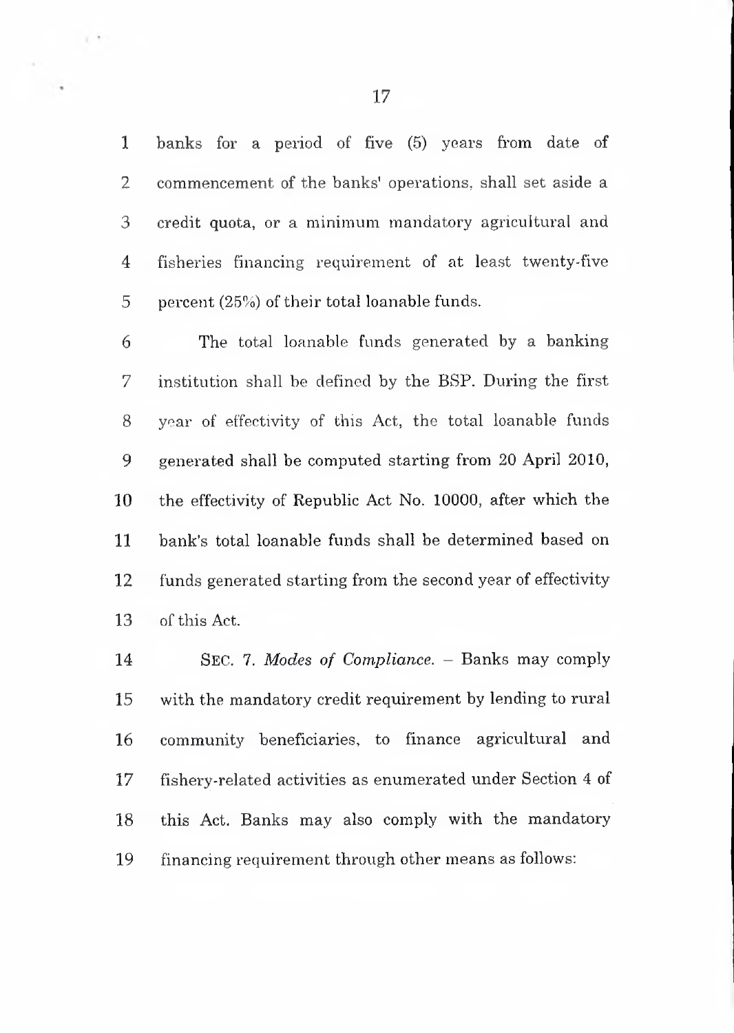banks for a period of five (5) years from date of commencement of the banks' operations, shall set aside a credit quota, or a minimum mandatory agricultural and fisheries financing requirement of at least twenty-five percent (25%) of their total loanable funds.

The total loanable funds generated by a banking institution shall be defined by the BSP. During the first year of effectivity of this Act, the total loanable funds generated shall be computed starting from 20 April 2010, the effectivity of Republic Act No. 10000, after which the bank's total loanable funds shall be determined based on funds generated starting from the second year of effectivity of this Act.

SEC. 7. *Modes of Compliance.* – Banks may comply with the mandatory credit requirement by lending to rural community beneficiaries, to finance agricultural and fishery-related activities as enumerated under Section 4 of this Act. Banks may also comply with the mandatory financing requirement through other means as follows: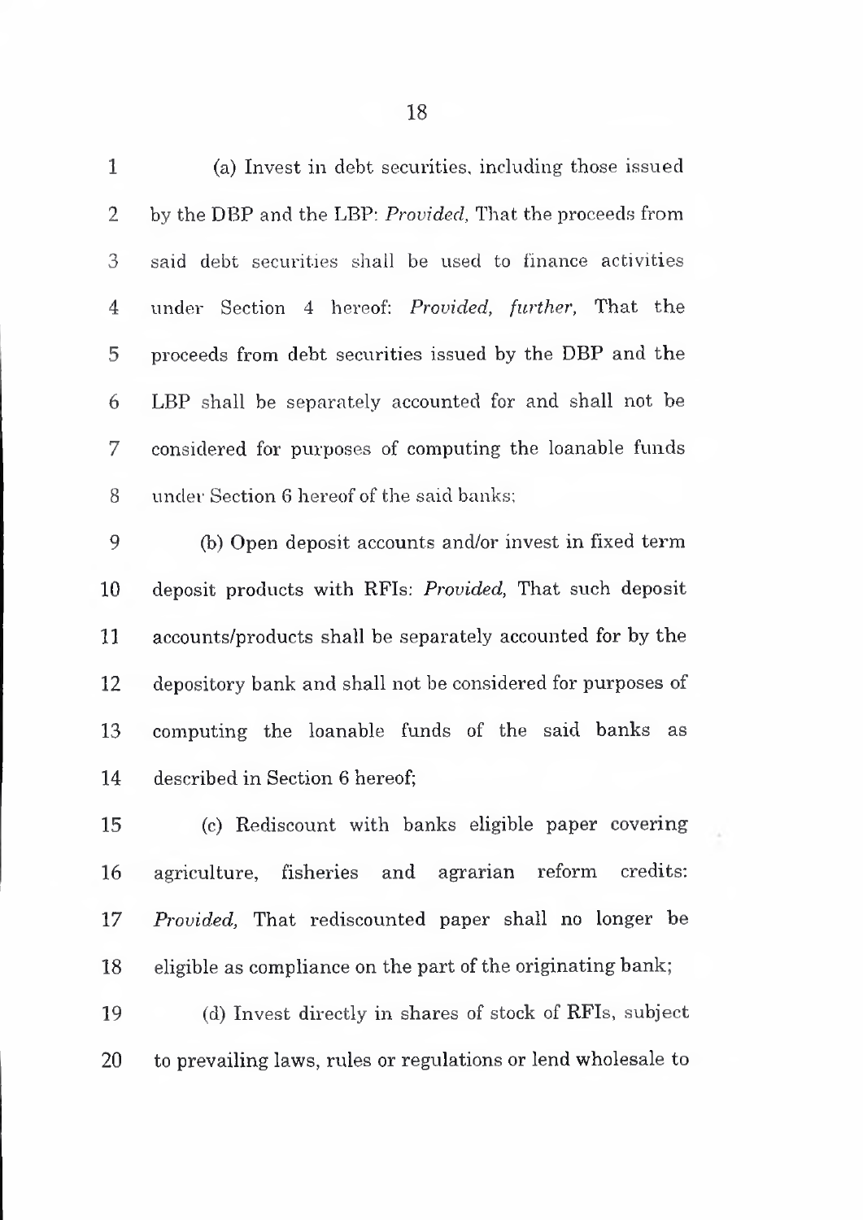(a) Invest in debt securities, including those issued by the DBP and the LBP: *Provided*, That the proceeds from said debt securities shall be used to finance activities under Section 4 hereof: *Provided, further*, That the proceeds from debt securities issued by the DBP and the LBP shall be separately accounted for and shall not be considered for purposes of computing the loanable funds under Section 6 hereof of the said banks;

(b) Open deposit accounts and/or invest in fixed term deposit products with RFIs: *Provided*, That such deposit accounts/products shall be separately accounted for by the depository bank and shall not be considered for purposes of computing the loanable funds of the said banks as described in Section 6 hereof;

(c) Rediscount with banks eligible paper covering agriculture, fisheries and agrarian reform credits: *Provided*, That rediscounted paper shall no longer be eligible as compliance on the part of the originating bank;

(d) Invest directly in shares of stock of RFIs, subject to prevailing laws, rules or regulations or lend wholesale to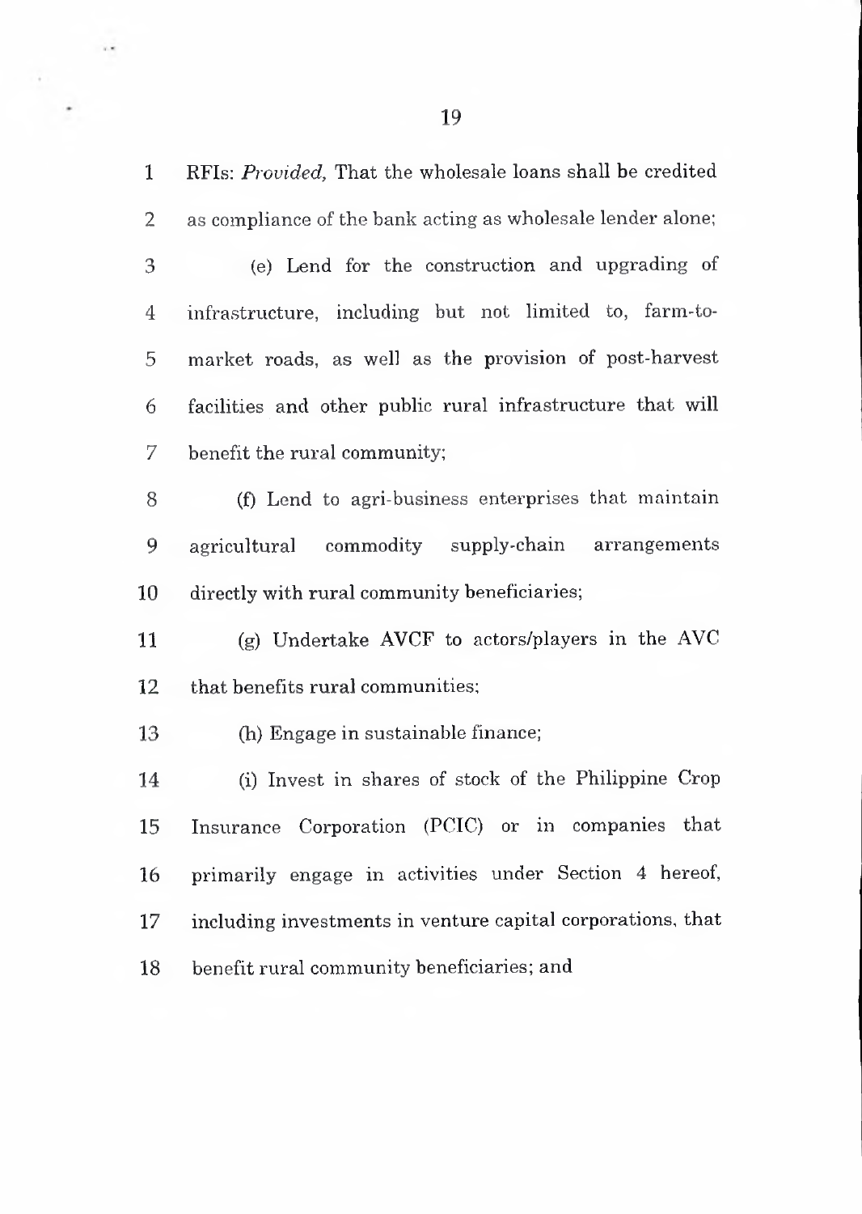RFIs: *Provided,* That the wholesale loans shall be credited as compliance of the bank acting as wholesale lender alone;

(e) Lend for the construction and upgrading of infrastructure, including but not limited to, farm-to-market roads, as well as the provision of post-harvest facilities and other public rural infrastructure that will benefit the rural community;

(f) Lend to agri-business enterprises that maintain agricultural commodity supply-chain arrangements directly with rural community beneficiaries;

(g) Undertake AVCF to actors/players in the AVC that benefits rural communities;

(h) Engage in sustainable finance;

(i) Invest in shares of stock of the Philippine Crop Insurance Corporation (PCIC) or in companies that primarily engage in activities under Section 4 hereof, including investments in venture capital corporations, that benefit rural community beneficiaries; and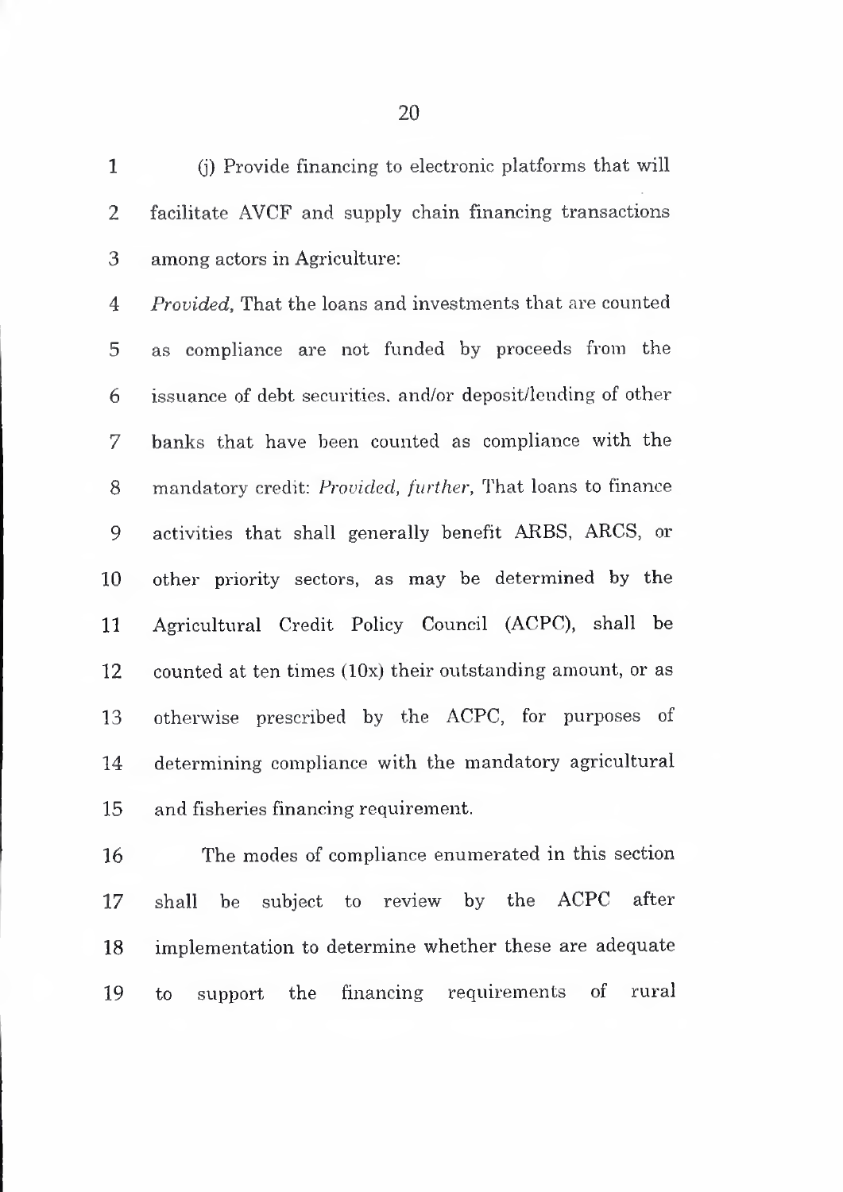(j) Provide financing to electronic platforms that will facilitate AVCF and supply chain financing transactions among actors in Agriculture:

*Provided*, That the loans and investments that are counted as compliance are not funded by proceeds from the issuance of debt securities, and/or deposit/lending of other banks that have been counted as compliance with the mandatory credit: *Provided, further*, That loans to finance activities that shall generally benefit ARBS, ARCS, or other priority sectors, as may be determined by the Agricultural Credit Policy Council (ACPC), shall be counted at ten times (10x) their outstanding amount, or as otherwise prescribed by the ACPC, for purposes of determining compliance with the mandatory agricultural and fisheries financing requirement.

The modes of compliance enumerated in this section shall be subject to review by the ACPC after implementation to determine whether these are adequate to support the financing requirements of rural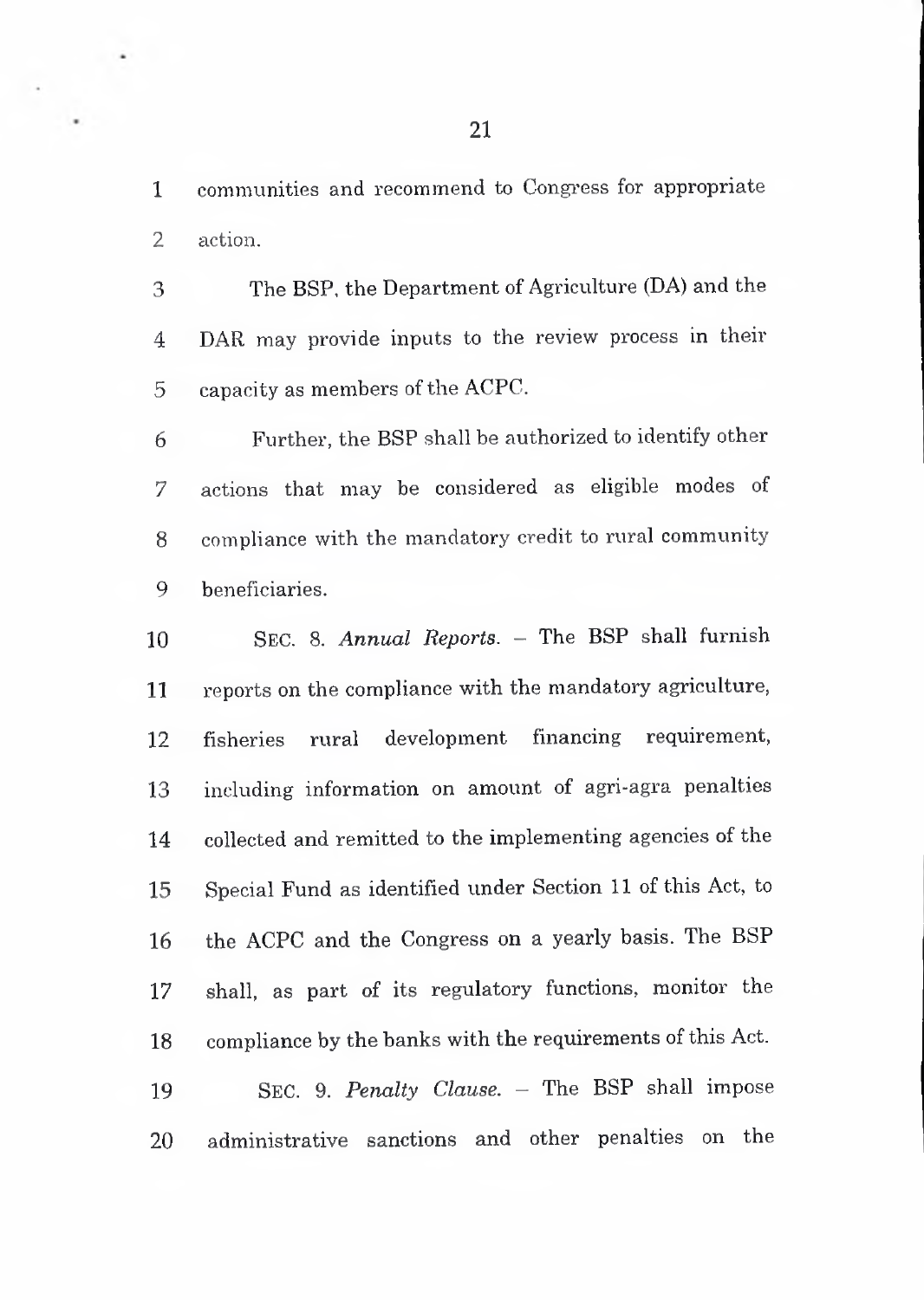communities and recommend to Congress for appropriate action.

The BSP, the Department of Agriculture (DA) and the DAR may provide inputs to the review process in their capacity as members of the ACPC.

Further, the BSP shall be authorized to identify other actions that may be considered as eligible modes of compliance with the mandatory credit to rural community beneficiaries.

SEC. 8. *Annual Reports.* – The BSP shall furnish reports on the compliance with the mandatory agriculture, fisheries rural development financing requirement, including information on amount of agri-agra penalties collected and remitted to the implementing agencies of the Special Fund as identified under Section 11 of this Act, to the ACPC and the Congress on a yearly basis. The BSP shall, as part of its regulatory functions, monitor the compliance by the banks with the requirements of this Act.

SEC. 9. *Penalty Clause.* – The BSP shall impose administrative sanctions and other penalties on the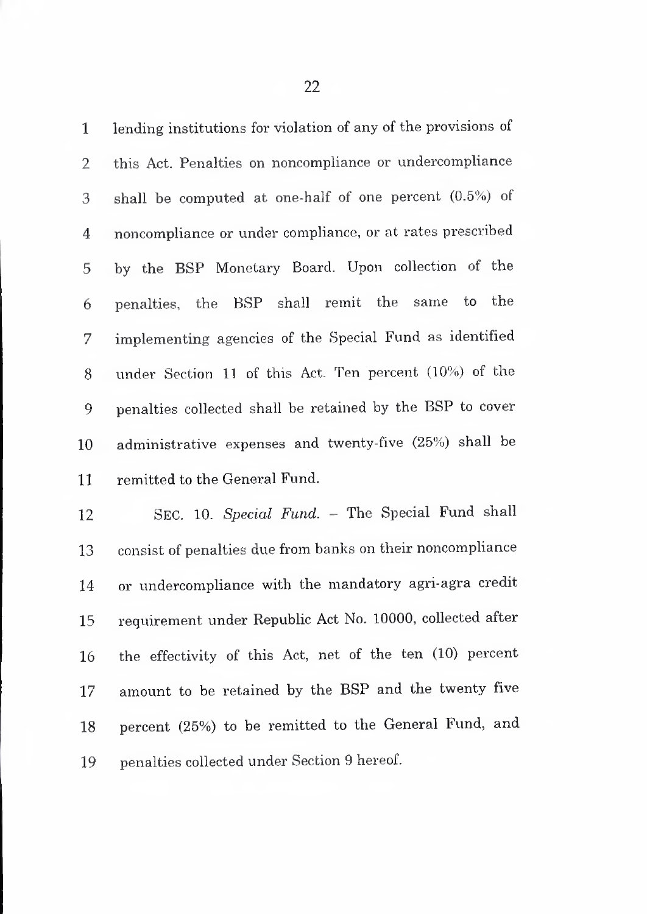lending institutions for violation of any of the provisions of this Act. Penalties on noncompliance or undercompliance shall be computed at one-half of one percent (0.5%) of noncompliance or under compliance, or at rates prescribed by the BSP Monetary Board. Upon collection of the penalties, the BSP shall remit the same to the implementing agencies of the Special Fund as identified under Section 11 of this Act. Ten percent (10%) of the penalties collected shall be retained by the BSP to cover administrative expenses and twenty-five (25%) shall be remitted to the General Fund.

SEC. 10. *Special Fund.* – The Special Fund shall consist of penalties due from banks on their noncompliance or undercompliance with the mandatory agri-agra credit requirement under Republic Act No. 10000, collected after the effectivity of this Act, net of the ten (10) percent amount to be retained by the BSP and the twenty five percent (25%) to be remitted to the General Fund, and penalties collected under Section 9 hereof.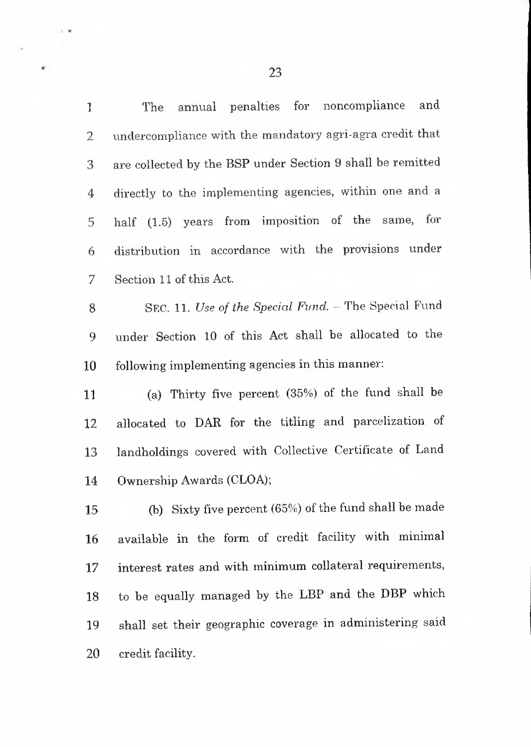The annual penalties for noncompliance and undercompliance with the mandatory agri-agra credit that are collected by the BSP under Section 9 shall be remitted directly to the implementing agencies, within one and a half (1.5) years from imposition of the same, for distribution in accordance with the provisions under Section 11 of this Act.

SEC. 11. *Use of the Special Fund.* – The Special Fund under Section 10 of this Act shall be allocated to the following implementing agencies in this manner:

(a) Thirty five percent (35%) of the fund shall be allocated to DAR for the titling and parcelization of landholdings covered with Collective Certificate of Land Ownership Awards (CLOA);

(b) Sixty five percent (65%) of the fund shall be made available in the form of credit facility with minimal interest rates and with minimum collateral requirements, to be equally managed by the LBP and the DBP which shall set their geographic coverage in administering said credit facility.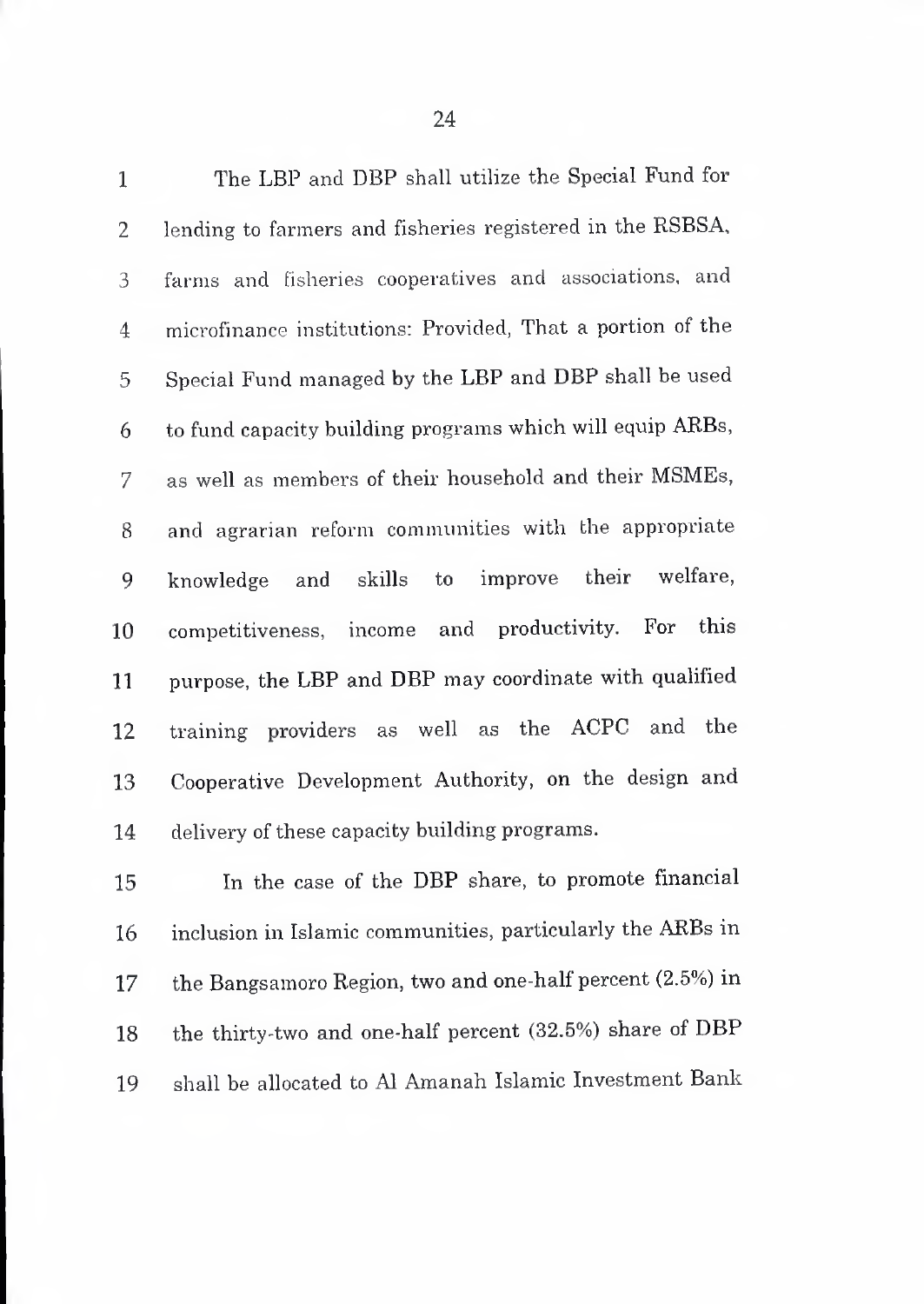The LBP and DBP shall utilize the Special Fund for lending to farmers and fisheries registered in the RSBSA, farms and fisheries cooperatives and associations, and microfinance institutions: Provided, That a portion of the Special Fund managed by the LBP and DBP shall be used to fund capacity building programs which will equip ARBs, as well as members of their household and their MSMEs, and agrarian reform communities with the appropriate knowledge and skills to improve their welfare, competitiveness, income and productivity. For this purpose, the LBP and DBP may coordinate with qualified training providers as well as the ACPC and the Cooperative Development Authority, on the design and delivery of these capacity building programs.

In the case of the DBP share, to promote financial inclusion in Islamic communities, particularly the ARBs in the Bangsamoro Region, two and one-half percent (2.5%) in the thirty-two and one-half percent (32.5%) share of DBP shall be allocated to Al Amanah Islamic Investment Bank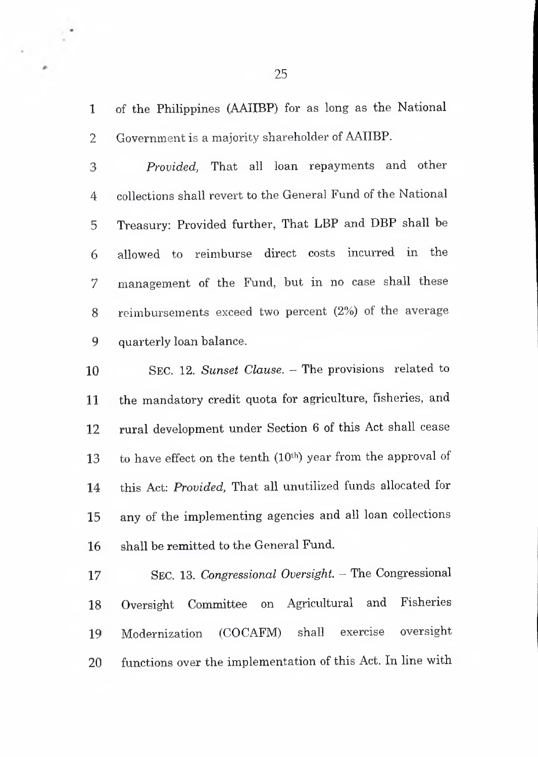of the Philippines (AAIIBP) for as long as the National Government is a majority shareholder of AAIIBP.

*Provided,* That all loan repayments and other collections shall revert to the General Fund of the National Treasury: Provided further, That LBP and DBP shall be allowed to reimburse direct costs incurred in the management of the Fund, but in no case shall these reimbursements exceed two percent (2%) of the average quarterly loan balance.

SEC. 12. *Sunset Clause.* – The provisions related to the mandatory credit quota for agriculture, fisheries, and rural development under Section 6 of this Act shall cease to have effect on the tenth (10th) year from the approval of this Act: *Provided,* That all unutilized funds allocated for any of the implementing agencies and all loan collections shall be remitted to the General Fund.

SEC. 13. *Congressional Oversight.* – The Congressional Oversight Committee on Agricultural and Fisheries Modernization (COCAFM) shall exercise oversight functions over the implementation of this Act. In line with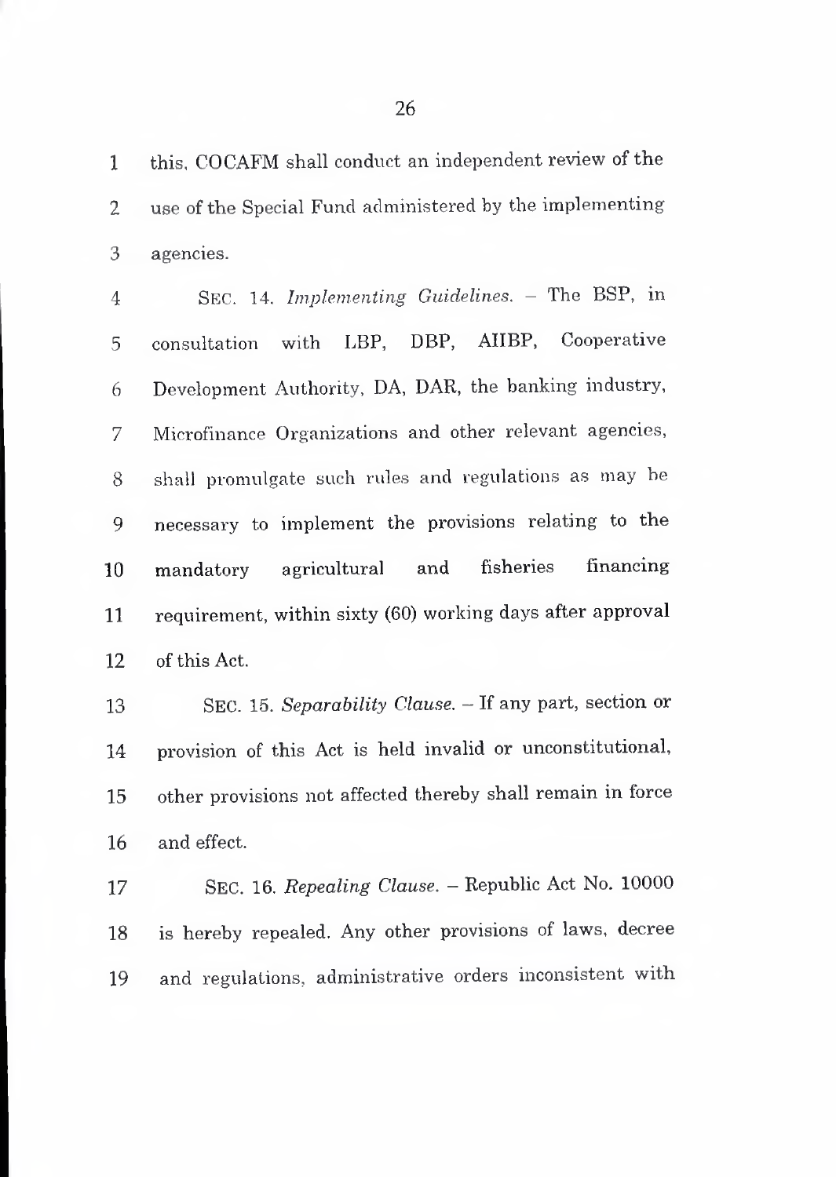this, COCAFM shall conduct an independent review of the use of the Special Fund administered by the implementing agencies.

SEC. 14. *Implementing Guidelines.* – The BSP, in consultation with LBP, DBP, AIIBP, Cooperative Development Authority, DA, DAR, the banking industry, Microfinance Organizations and other relevant agencies, shall promulgate such rules and regulations as may be necessary to implement the provisions relating to the mandatory agricultural and fisheries financing requirement, within sixty (60) working days after approval of this Act.

SEC. 15. *Separability Clause.* – If any part, section or provision of this Act is held invalid or unconstitutional, other provisions not affected thereby shall remain in force and effect.

SEC. 16. *Repealing Clause.* – Republic Act No. 10000 is hereby repealed. Any other provisions of laws, decree and regulations, administrative orders inconsistent with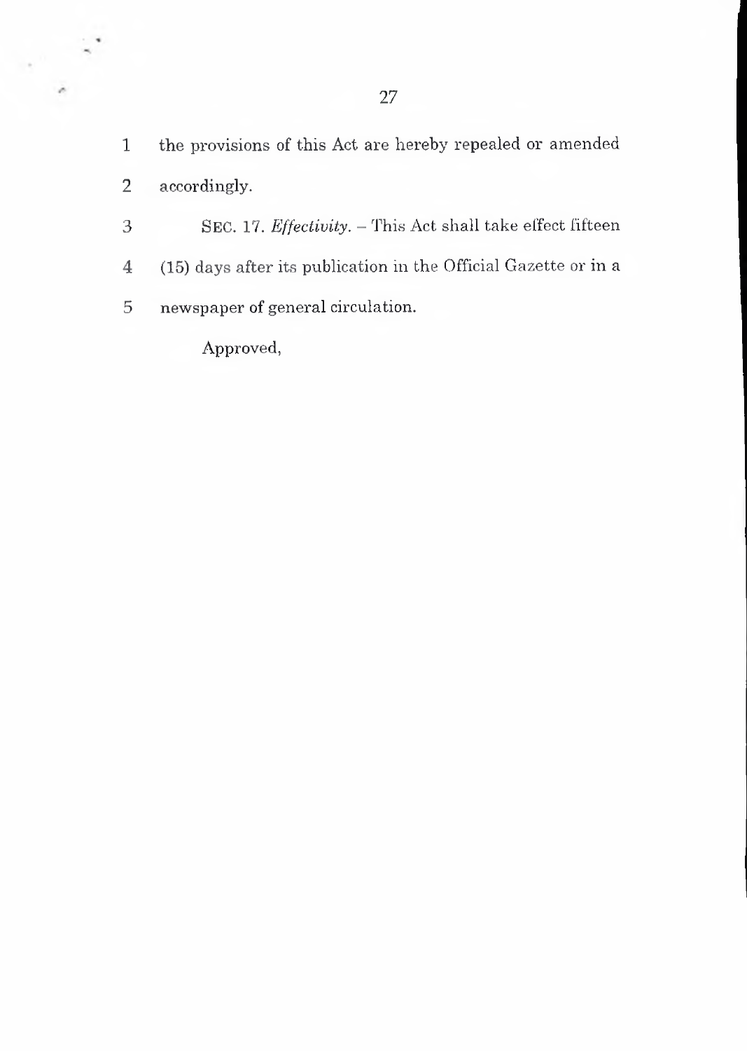the provisions of this Act are hereby repealed or amended accordingly.

SEC. 17. *Effectivity.* – This Act shall take effect fifteen (15) days after its publication in the Official Gazette or in a newspaper of general circulation.

Approved,